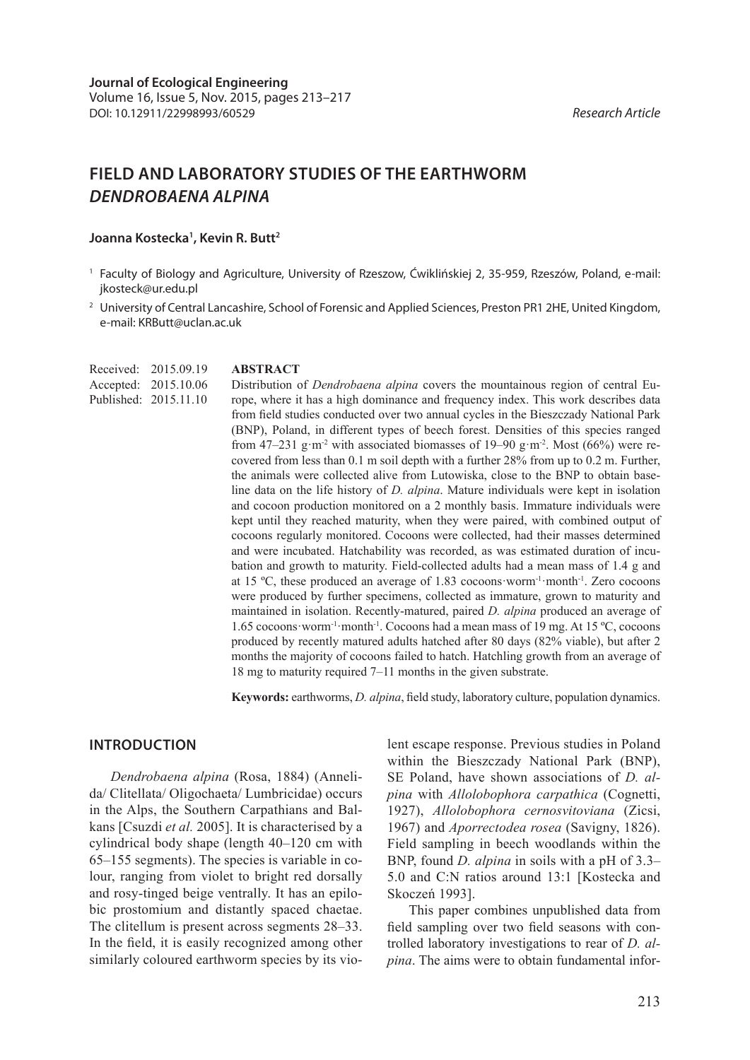**Journal of Ecological Engineering**
Volume 16, Issue 5, Nov. 2015, pages 213–217
DOI: 10.12911/22998993/60529

*Research Article*

# FIELD AND LABORATORY STUDIES OF THE EARTHWORM *DENDROBAENA ALPINA*

**Joanna Kostecka[1], Kevin R. Butt[2]**

[1] Faculty of Biology and Agriculture, University of Rzeszow, Ćwiklińskiej 2, 35-959, Rzeszów, Poland, e-mail: jkosteck@ur.edu.pl

[2] University of Central Lancashire, School of Forensic and Applied Sciences, Preston PR1 2HE, United Kingdom, e-mail: KRButt@uclan.ac.uk

Received: 2015.09.19
Accepted: 2015.10.06
Published: 2015.11.10

## ABSTRACT

Distribution of *Dendrobaena alpina* covers the mountainous region of central Europe, where it has a high dominance and frequency index. This work describes data from field studies conducted over two annual cycles in the Bieszczady National Park (BNP), Poland, in different types of beech forest. Densities of this species ranged from 47–231 g·m$^{-2}$ with associated biomasses of 19–90 g·m$^{-2}$. Most (66%) were recovered from less than 0.1 m soil depth with a further 28% from up to 0.2 m. Further, the animals were collected alive from Lutowiska, close to the BNP to obtain baseline data on the life history of *D. alpina*. Mature individuals were kept in isolation and cocoon production monitored on a 2 monthly basis. Immature individuals were kept until they reached maturity, when they were paired, with combined output of cocoons regularly monitored. Cocoons were collected, had their masses determined and were incubated. Hatchability was recorded, as was estimated duration of incubation and growth to maturity. Field-collected adults had a mean mass of 1.4 g and at 15 ºC, these produced an average of 1.83 cocoons·worm$^{-1}$·month$^{-1}$. Zero cocoons were produced by further specimens, collected as immature, grown to maturity and maintained in isolation. Recently-matured, paired *D. alpina* produced an average of 1.65 cocoons·worm$^{-1}$·month$^{-1}$. Cocoons had a mean mass of 19 mg. At 15 ºC, cocoons produced by recently matured adults hatched after 80 days (82% viable), but after 2 months the majority of cocoons failed to hatch. Hatchling growth from an average of 18 mg to maturity required 7–11 months in the given substrate.

**Keywords:** earthworms, *D. alpina*, field study, laboratory culture, population dynamics.

## INTRODUCTION

*Dendrobaena alpina* (Rosa, 1884) (Annelida/ Clitellata/ Oligochaeta/ Lumbricidae) occurs in the Alps, the Southern Carpathians and Balkans [Csuzdi *et al.* 2005]. It is characterised by a cylindrical body shape (length 40–120 cm with 65–155 segments). The species is variable in colour, ranging from violet to bright red dorsally and rosy-tinged beige ventrally. It has an epilobic prostomium and distantly spaced chaetae. The clitellum is present across segments 28–33. In the field, it is easily recognized among other similarly coloured earthworm species by its violent escape response. Previous studies in Poland within the Bieszczady National Park (BNP), SE Poland, have shown associations of *D. alpina* with *Allolobophora carpathica* (Cognetti, 1927), *Allolobophora cernosvitoviana* (Zicsi, 1967) and *Aporrectodea rosea* (Savigny, 1826). Field sampling in beech woodlands within the BNP, found *D. alpina* in soils with a pH of 3.3–5.0 and C:N ratios around 13:1 [Kostecka and Skoczeń 1993].

This paper combines unpublished data from field sampling over two field seasons with controlled laboratory investigations to rear of *D. alpina*. The aims were to obtain fundamental infor-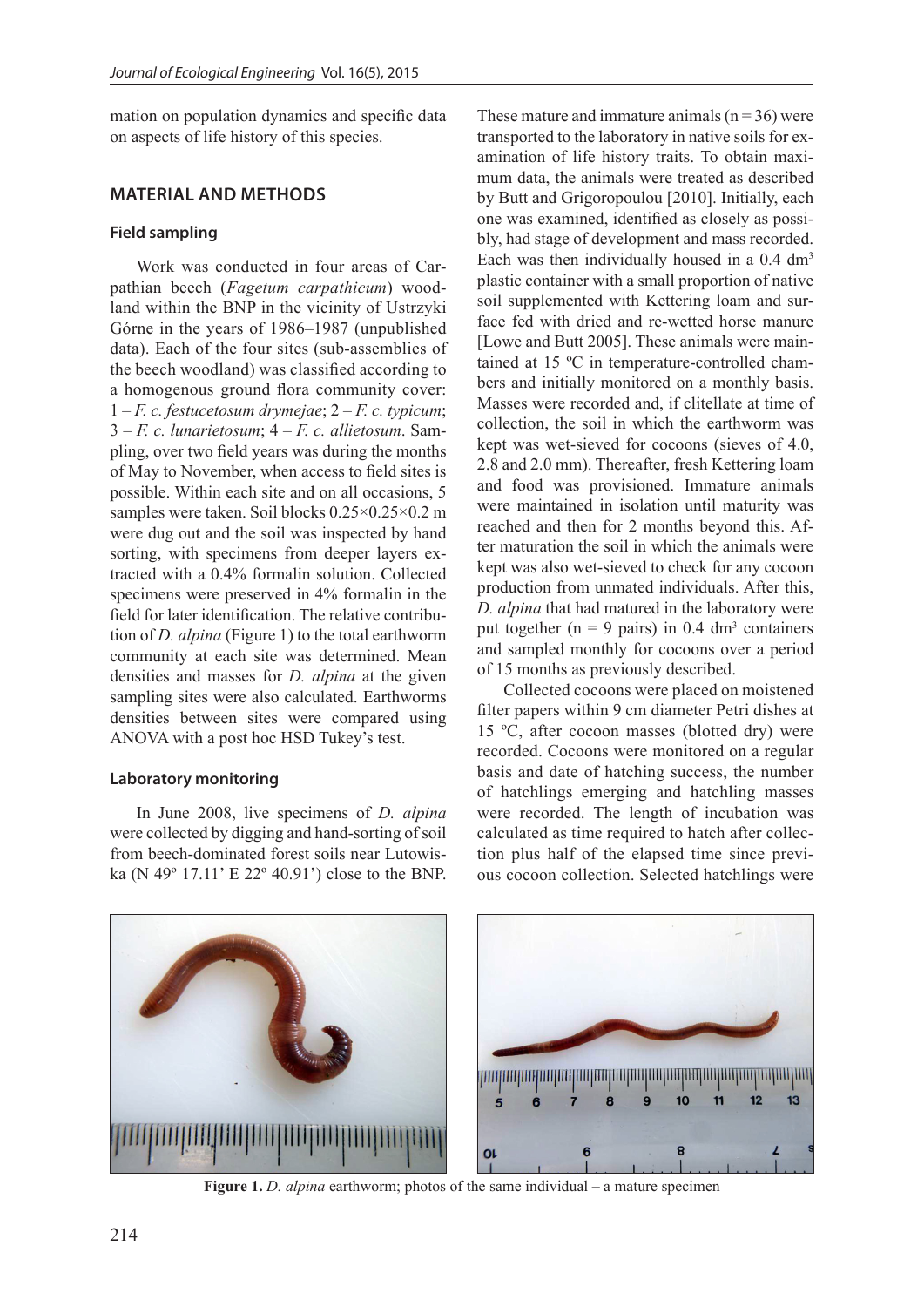mation on population dynamics and specific data on aspects of life history of this species.

## MATERIAL AND METHODS

### Field sampling

Work was conducted in four areas of Carpathian beech (*Fagetum carpathicum*) woodland within the BNP in the vicinity of Ustrzyki Górne in the years of 1986–1987 (unpublished data). Each of the four sites (sub-assemblies of the beech woodland) was classified according to a homogenous ground flora community cover: 1 – *F. c. festucetosum drymejae*; 2 – *F. c. typicum*; 3 – *F. c. lunarietosum*; 4 – *F. c. allietosum*. Sampling, over two field years was during the months of May to November, when access to field sites is possible. Within each site and on all occasions, 5 samples were taken. Soil blocks 0.25×0.25×0.2 m were dug out and the soil was inspected by hand sorting, with specimens from deeper layers extracted with a 0.4% formalin solution. Collected specimens were preserved in 4% formalin in the field for later identification. The relative contribution of *D. alpina* (Figure 1) to the total earthworm community at each site was determined. Mean densities and masses for *D. alpina* at the given sampling sites were also calculated. Earthworms densities between sites were compared using ANOVA with a post hoc HSD Tukey's test.

### Laboratory monitoring

In June 2008, live specimens of *D. alpina* were collected by digging and hand-sorting of soil from beech-dominated forest soils near Lutowiska (N 49º 17.11' E 22º 40.91') close to the BNP. These mature and immature animals (n = 36) were transported to the laboratory in native soils for examination of life history traits. To obtain maximum data, the animals were treated as described by Butt and Grigoropoulou [2010]. Initially, each one was examined, identified as closely as possibly, had stage of development and mass recorded. Each was then individually housed in a 0.4 $dm^3$ plastic container with a small proportion of native soil supplemented with Kettering loam and surface fed with dried and re-wetted horse manure [Lowe and Butt 2005]. These animals were maintained at 15 ºC in temperature-controlled chambers and initially monitored on a monthly basis. Masses were recorded and, if clitellate at time of collection, the soil in which the earthworm was kept was wet-sieved for cocoons (sieves of 4.0, 2.8 and 2.0 mm). Thereafter, fresh Kettering loam and food was provisioned. Immature animals were maintained in isolation until maturity was reached and then for 2 months beyond this. After maturation the soil in which the animals were kept was also wet-sieved to check for any cocoon production from unmated individuals. After this, *D. alpina* that had matured in the laboratory were put together (n = 9 pairs) in 0.4 $dm^3$ containers and sampled monthly for cocoons over a period of 15 months as previously described.

Collected cocoons were placed on moistened filter papers within 9 cm diameter Petri dishes at 15 ºC, after cocoon masses (blotted dry) were recorded. Cocoons were monitored on a regular basis and date of hatching success, the number of hatchlings emerging and hatchling masses were recorded. The length of incubation was calculated as time required to hatch after collection plus half of the elapsed time since previous cocoon collection. Selected hatchlings were

**Figure 1.** *D. alpina* earthworm; photos of the same individual – a mature specimen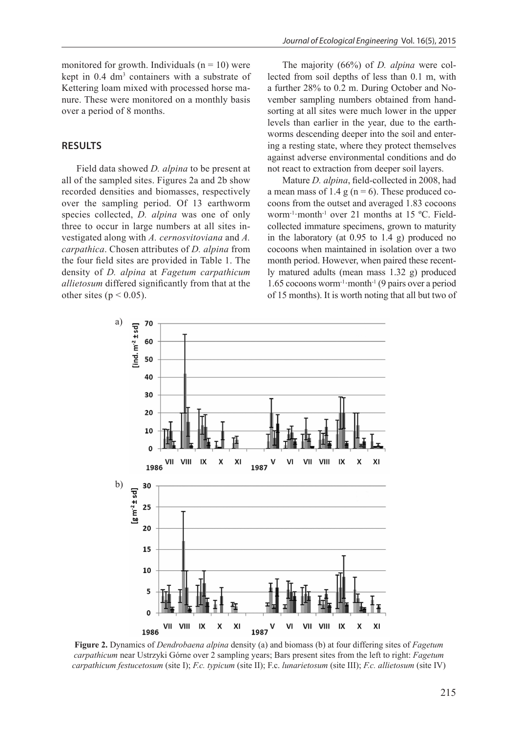monitored for growth. Individuals (n = 10) were kept in 0.4 $dm^3$ containers with a substrate of Kettering loam mixed with processed horse manure. These were monitored on a monthly basis over a period of 8 months.

## RESULTS

Field data showed *D. alpina* to be present at all of the sampled sites. Figures 2a and 2b show recorded densities and biomasses, respectively over the sampling period. Of 13 earthworm species collected, *D. alpina* was one of only three to occur in large numbers at all sites investigated along with *A. cernosvitoviana* and *A. carpathica*. Chosen attributes of *D. alpina* from the four field sites are provided in Table 1. The density of *D. alpina* at *Fagetum carpathicum allietosum* differed significantly from that at the other sites ($p < 0.05$).

The majority (66%) of *D. alpina* were collected from soil depths of less than 0.1 m, with a further 28% to 0.2 m. During October and November sampling numbers obtained from hand-sorting at all sites were much lower in the upper levels than earlier in the year, due to the earthworms descending deeper into the soil and entering a resting state, where they protect themselves against adverse environmental conditions and do not react to extraction from deeper soil layers.

Mature *D. alpina*, field-collected in 2008, had a mean mass of 1.4 g (n = 6). These produced cocoons from the outset and averaged 1.83 cocoons $worm^{-1} \cdot month^{-1}$ over 21 months at 15 ºC. Field-collected immature specimens, grown to maturity in the laboratory (at 0.95 to 1.4 g) produced no cocoons when maintained in isolation over a two month period. However, when paired these recently matured adults (mean mass 1.32 g) produced 1.65 cocoons $worm^{-1} \cdot month^{-1}$ (9 pairs over a period of 15 months). It is worth noting that all but two of

**Figure 2.** Dynamics of *Dendrobaena alpina* density (a) and biomass (b) at four differing sites of *Fagetum carpathicum* near Ustrzyki Górne over 2 sampling years; Bars present sites from the left to right: *Fagetum carpathicum festucetosum* (site I); *F.c. typicum* (site II); F.c. *lunarietosum* (site III); *F.c. allietosum* (site IV)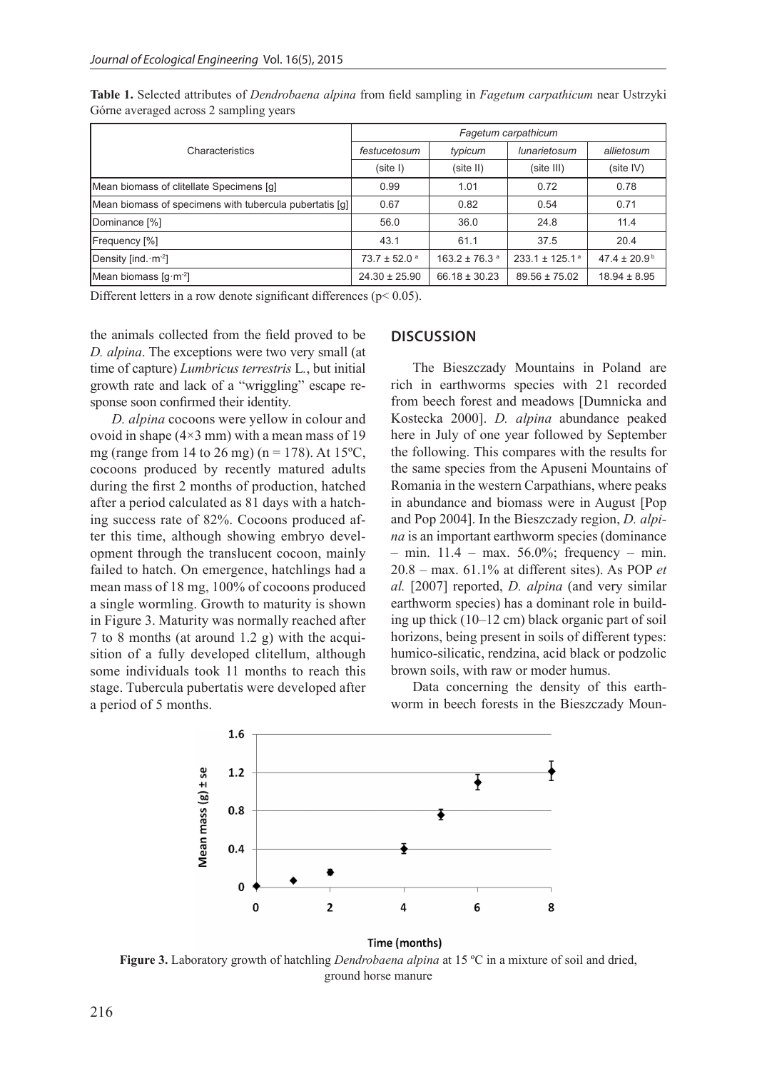**Table 1.** Selected attributes of *Dendrobaena alpina* from field sampling in *Fagetum carpathicum* near Ustrzyki Górne averaged across 2 sampling years

| Characteristics | *Fagetum carpathicum* | | | |
|---|---|---|---|---|
| | *festucetosum* | *typicum* | *lunarietosum* | *allietosum* |
| | (site I) | (site II) | (site III) | (site IV) |
| Mean biomass of clitellate Specimens [g] | 0.99 | 1.01 | 0.72 | 0.78 |
| Mean biomass of specimens with tubercula pubertatis [g] | 0.67 | 0.82 | 0.54 | 0.71 |
| Dominance [%] | 56.0 | 36.0 | 24.8 | 11.4 |
| Frequency [%] | 43.1 | 61.1 | 37.5 | 20.4 |
| Density [ind.·m$^{-2}$] | 73.7 ± 52.0 $^{a}$ | 163.2 ± 76.3 $^{a}$ | 233.1 ± 125.1 $^{a}$ | 47.4 ± 20.9 $^{b}$ |
| Mean biomass [g·m$^{-2}$] | 24.30 ± 25.90 | 66.18 ± 30.23 | 89.56 ± 75.02 | 18.94 ± 8.95 |

Different letters in a row denote significant differences ($p < 0.05$).

the animals collected from the field proved to be *D. alpina*. The exceptions were two very small (at time of capture) *Lumbricus terrestris* L., but initial growth rate and lack of a "wriggling" escape response soon confirmed their identity.

*D. alpina* cocoons were yellow in colour and ovoid in shape (4×3 mm) with a mean mass of 19 mg (range from 14 to 26 mg) (n = 178). At 15ºC, cocoons produced by recently matured adults during the first 2 months of production, hatched after a period calculated as 81 days with a hatching success rate of 82%. Cocoons produced after this time, although showing embryo development through the translucent cocoon, mainly failed to hatch. On emergence, hatchlings had a mean mass of 18 mg, 100% of cocoons produced a single wormling. Growth to maturity is shown in Figure 3. Maturity was normally reached after 7 to 8 months (at around 1.2 g) with the acquisition of a fully developed clitellum, although some individuals took 11 months to reach this stage. Tubercula pubertatis were developed after a period of 5 months.

## DISCUSSION

The Bieszczady Mountains in Poland are rich in earthworms species with 21 recorded from beech forest and meadows [Dumnicka and Kostecka 2000]. *D. alpina* abundance peaked here in July of one year followed by September the following. This compares with the results for the same species from the Apuseni Mountains of Romania in the western Carpathians, where peaks in abundance and biomass were in August [Pop and Pop 2004]. In the Bieszczady region, *D. alpina* is an important earthworm species (dominance – min. 11.4 – max. 56.0%; frequency – min. 20.8 – max. 61.1% at different sites). As POP *et al.* [2007] reported, *D. alpina* (and very similar earthworm species) has a dominant role in building up thick (10–12 cm) black organic part of soil horizons, being present in soils of different types: humico-silicatic, rendzina, acid black or podzolic brown soils, with raw or moder humus.

Data concerning the density of this earthworm in beech forests in the Bieszczady Moun-

**Figure 3.** Laboratory growth of hatchling *Dendrobaena alpina* at 15 ºC in a mixture of soil and dried, ground horse manure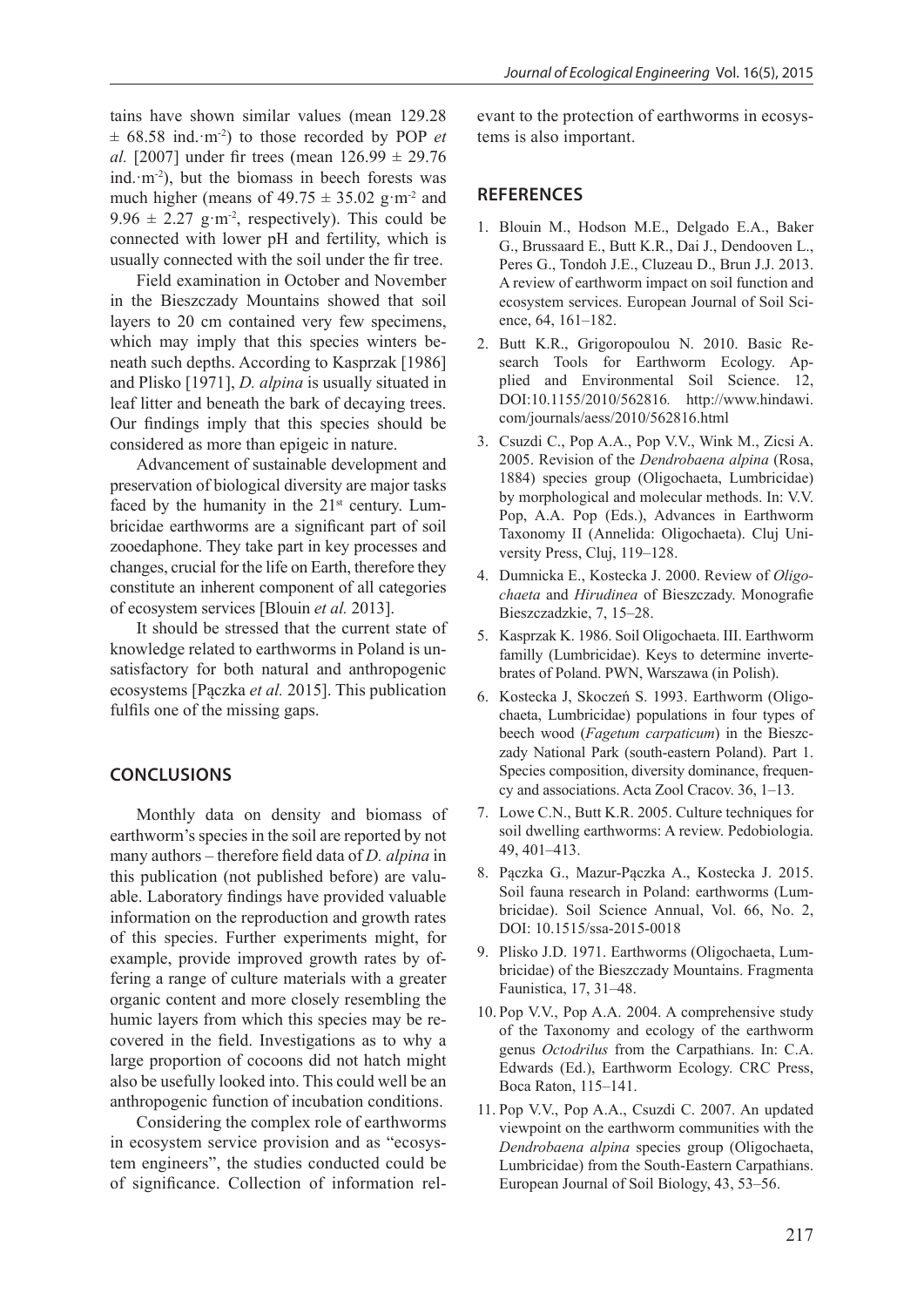tains have shown similar values (mean 129.28 $\pm$ 68.58 ind.$\cdot$m$^{-2}$) to those recorded by POP *et al.* [2007] under fir trees (mean 126.99 $\pm$ 29.76 ind.$\cdot$m$^{-2}$), but the biomass in beech forests was much higher (means of 49.75 $\pm$ 35.02 g$\cdot$m$^{-2}$ and 9.96 $\pm$ 2.27 g$\cdot$m$^{-2}$, respectively). This could be connected with lower pH and fertility, which is usually connected with the soil under the fir tree.

Field examination in October and November in the Bieszczady Mountains showed that soil layers to 20 cm contained very few specimens, which may imply that this species winters beneath such depths. According to Kasprzak [1986] and Plisko [1971], *D. alpina* is usually situated in leaf litter and beneath the bark of decaying trees. Our findings imply that this species should be considered as more than epigeic in nature.

Advancement of sustainable development and preservation of biological diversity are major tasks faced by the humanity in the 21st century. Lumbricidae earthworms are a significant part of soil zooedaphone. They take part in key processes and changes, crucial for the life on Earth, therefore they constitute an inherent component of all categories of ecosystem services [Blouin *et al.* 2013].

It should be stressed that the current state of knowledge related to earthworms in Poland is unsatisfactory for both natural and anthropogenic ecosystems [Pączka *et al.* 2015]. This publication fulfils one of the missing gaps.

## CONCLUSIONS

Monthly data on density and biomass of earthworm's species in the soil are reported by not many authors – therefore field data of *D. alpina* in this publication (not published before) are valuable. Laboratory findings have provided valuable information on the reproduction and growth rates of this species. Further experiments might, for example, provide improved growth rates by offering a range of culture materials with a greater organic content and more closely resembling the humic layers from which this species may be recovered in the field. Investigations as to why a large proportion of cocoons did not hatch might also be usefully looked into. This could well be an anthropogenic function of incubation conditions.

Considering the complex role of earthworms in ecosystem service provision and as "ecosystem engineers", the studies conducted could be of significance. Collection of information relevant to the protection of earthworms in ecosystems is also important.

## REFERENCES

1. Blouin M., Hodson M.E., Delgado E.A., Baker G., Brussaard E., Butt K.R., Dai J., Dendooven L., Peres G., Tondoh J.E., Cluzeau D., Brun J.J. 2013. A review of earthworm impact on soil function and ecosystem services. European Journal of Soil Science, 64, 161–182.
2. Butt K.R., Grigoropoulou N. 2010. Basic Research Tools for Earthworm Ecology. Applied and Environmental Soil Science. 12, DOI:10.1155/2010/562816. http://www.hindawi.com/journals/aess/2010/562816.html
3. Csuzdi C., Pop A.A., Pop V.V., Wink M., Zicsi A. 2005. Revision of the *Dendrobaena alpina* (Rosa, 1884) species group (Oligochaeta, Lumbricidae) by morphological and molecular methods. In: V.V. Pop, A.A. Pop (Eds.), Advances in Earthworm Taxonomy II (Annelida: Oligochaeta). Cluj University Press, Cluj, 119–128.
4. Dumnicka E., Kostecka J. 2000. Review of *Oligochaeta* and *Hirudinea* of Bieszczady. Monografie Bieszczadzkie, 7, 15–28.
5. Kasprzak K. 1986. Soil Oligochaeta. III. Earthworm familly (Lumbricidae). Keys to determine invertebrates of Poland. PWN, Warszawa (in Polish).
6. Kostecka J, Skoczeń S. 1993. Earthworm (Oligochaeta, Lumbricidae) populations in four types of beech wood (*Fagetum carpaticum*) in the Bieszczady National Park (south-eastern Poland). Part 1. Species composition, diversity dominance, frequency and associations. Acta Zool Cracov. 36, 1–13.
7. Lowe C.N., Butt K.R. 2005. Culture techniques for soil dwelling earthworms: A review. Pedobiologia. 49, 401–413.
8. Pączka G., Mazur-Pączka A., Kostecka J. 2015. Soil fauna research in Poland: earthworms (Lumbricidae). Soil Science Annual, Vol. 66, No. 2, DOI: 10.1515/ssa-2015-0018
9. Plisko J.D. 1971. Earthworms (Oligochaeta, Lumbricidae) of the Bieszczady Mountains. Fragmenta Faunistica, 17, 31–48.
10. Pop V.V., Pop A.A. 2004. A comprehensive study of the Taxonomy and ecology of the earthworm genus *Octodrilus* from the Carpathians. In: C.A. Edwards (Ed.), Earthworm Ecology. CRC Press, Boca Raton, 115–141.
11. Pop V.V., Pop A.A., Csuzdi C. 2007. An updated viewpoint on the earthworm communities with the *Dendrobaena alpina* species group (Oligochaeta, Lumbricidae) from the South-Eastern Carpathians. European Journal of Soil Biology, 43, 53–56.